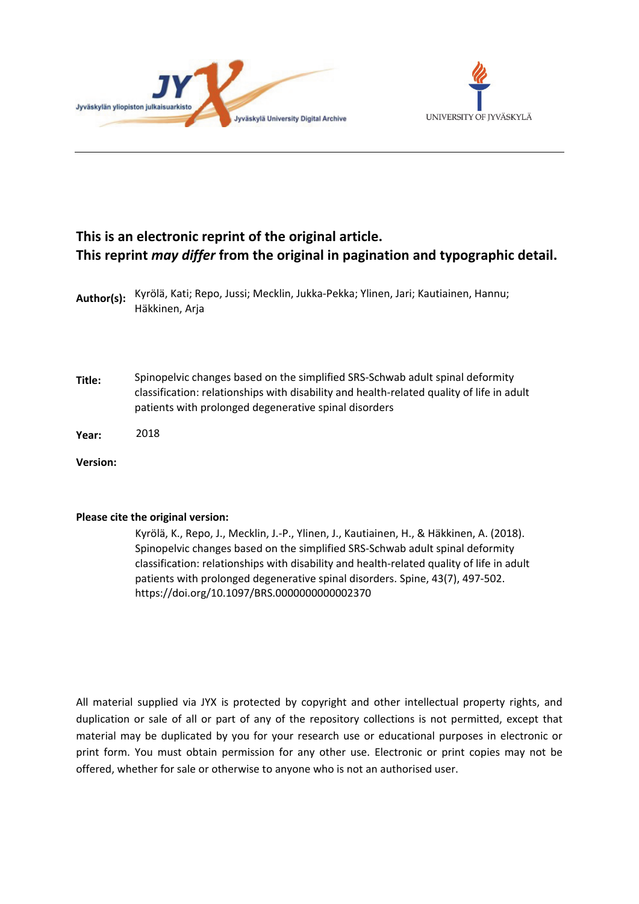This is an electronic reprint of the original article.
This reprint *may differ* from the original in pagination and typographic detail.

**Author(s):** Kyrölä, Kati; Repo, Jussi; Mecklin, Jukka-Pekka; Ylinen, Jari; Kautiainen, Hannu; Häkkinen, Arja

**Title:** Spinopelvic changes based on the simplified SRS-Schwab adult spinal deformity classification: relationships with disability and health-related quality of life in adult patients with prolonged degenerative spinal disorders

**Year:** 2018

**Version:**

**Please cite the original version:**

Kyrölä, K., Repo, J., Mecklin, J.-P., Ylinen, J., Kautiainen, H., & Häkkinen, A. (2018). Spinopelvic changes based on the simplified SRS-Schwab adult spinal deformity classification: relationships with disability and health-related quality of life in adult patients with prolonged degenerative spinal disorders. Spine, 43(7), 497-502. https://doi.org/10.1097/BRS.0000000000002370

All material supplied via JYX is protected by copyright and other intellectual property rights, and duplication or sale of all or part of any of the repository collections is not permitted, except that material may be duplicated by you for your research use or educational purposes in electronic or print form. You must obtain permission for any other use. Electronic or print copies may not be offered, whether for sale or otherwise to anyone who is not an authorised user.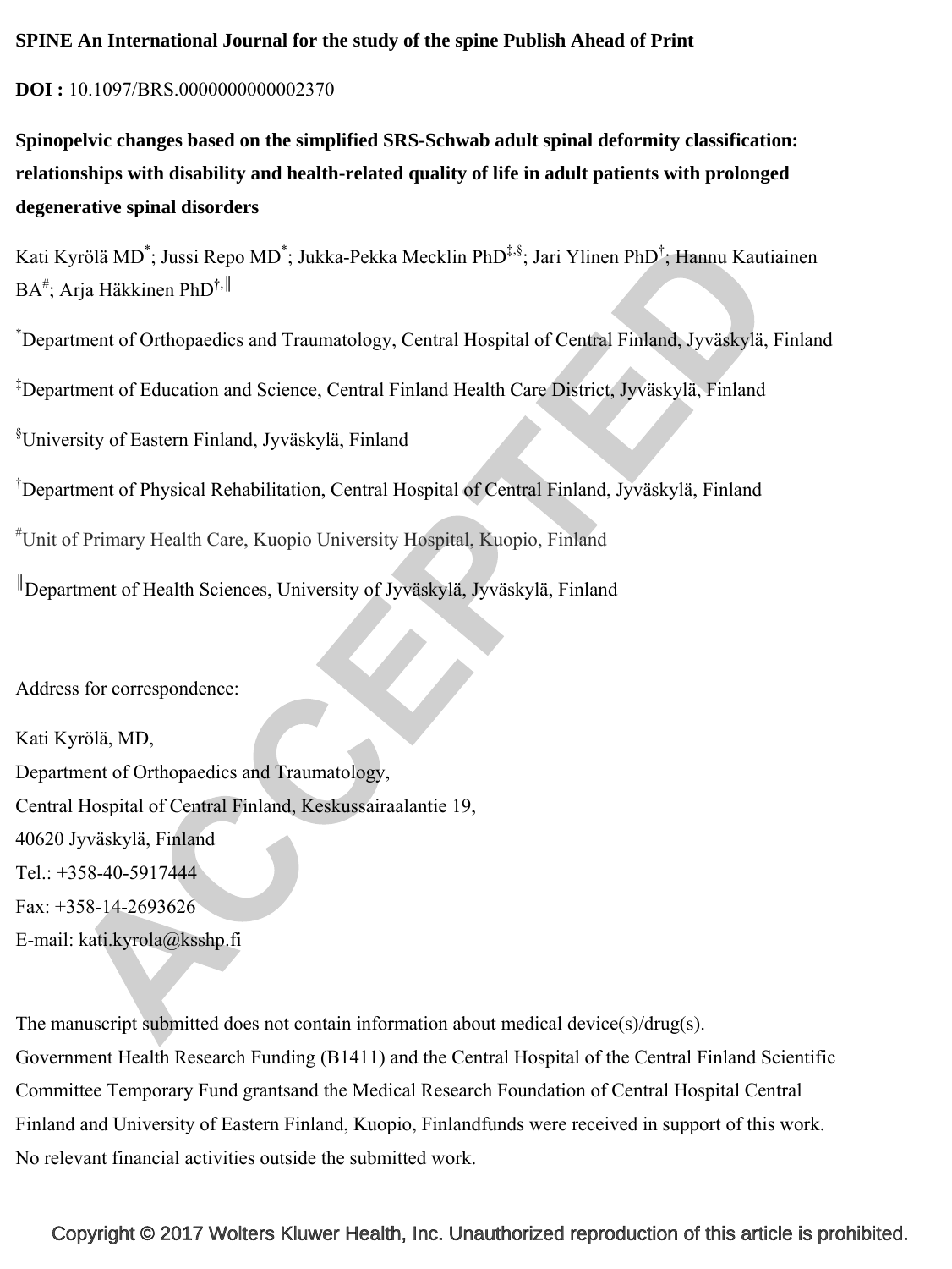**SPINE An International Journal for the study of the spine Publish Ahead of Print**

**DOI :** 10.1097/BRS.0000000000002370

**Spinopelvic changes based on the simplified SRS-Schwab adult spinal deformity classification: relationships with disability and health-related quality of life in adult patients with prolonged degenerative spinal disorders**

Kati Kyrölä MD[*]; Jussi Repo MD[*]; Jukka-Pekka Mecklin PhD[‡,§]; Jari Ylinen PhD[†]; Hannu Kautiainen BA[#]; Arja Häkkinen PhD[†,‖]

[*]Department of Orthopaedics and Traumatology, Central Hospital of Central Finland, Jyväskylä, Finland

[‡]Department of Education and Science, Central Finland Health Care District, Jyväskylä, Finland

[§]University of Eastern Finland, Jyväskylä, Finland

[†]Department of Physical Rehabilitation, Central Hospital of Central Finland, Jyväskylä, Finland

[#]Unit of Primary Health Care, Kuopio University Hospital, Kuopio, Finland

[‖]Department of Health Sciences, University of Jyväskylä, Jyväskylä, Finland

Address for correspondence:

Kati Kyrölä, MD,
Department of Orthopaedics and Traumatology,
Central Hospital of Central Finland, Keskussairaalantie 19,
40620 Jyväskylä, Finland
Tel.: +358-40-5917444
Fax: +358-14-2693626
E-mail: kati.kyrola@ksshp.fi

The manuscript submitted does not contain information about medical device(s)/drug(s).
Government Health Research Funding (B1411) and the Central Hospital of the Central Finland Scientific Committee Temporary Fund grantsand the Medical Research Foundation of Central Hospital Central Finland and University of Eastern Finland, Kuopio, Finlandfunds were received in support of this work.
No relevant financial activities outside the submitted work.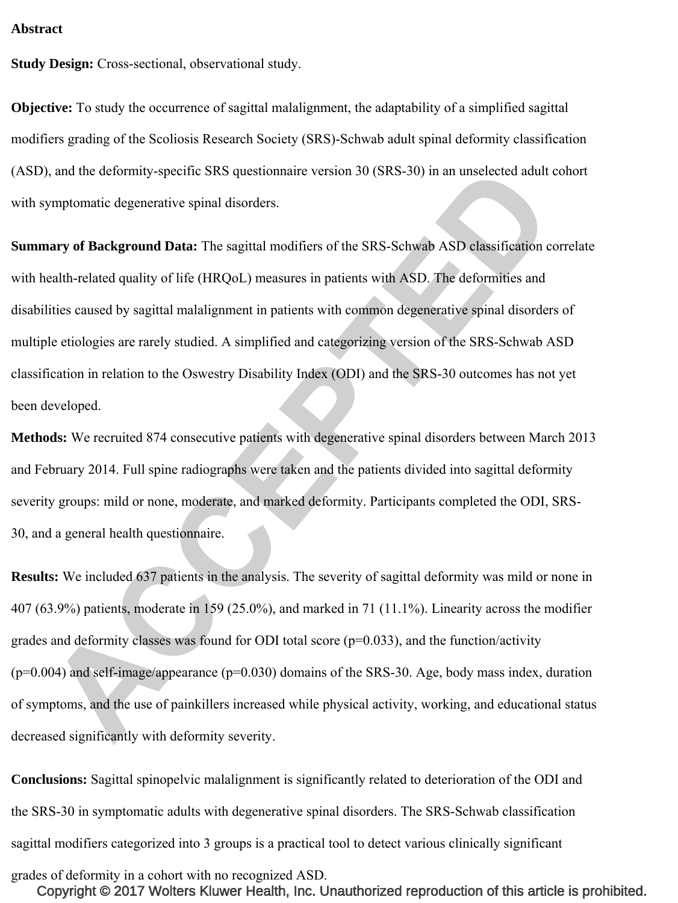## Abstract

**Study Design:** Cross-sectional, observational study.

**Objective:** To study the occurrence of sagittal malalignment, the adaptability of a simplified sagittal modifiers grading of the Scoliosis Research Society (SRS)-Schwab adult spinal deformity classification (ASD), and the deformity-specific SRS questionnaire version 30 (SRS-30) in an unselected adult cohort with symptomatic degenerative spinal disorders.

**Summary of Background Data:** The sagittal modifiers of the SRS-Schwab ASD classification correlate with health-related quality of life (HRQoL) measures in patients with ASD. The deformities and disabilities caused by sagittal malalignment in patients with common degenerative spinal disorders of multiple etiologies are rarely studied. A simplified and categorizing version of the SRS-Schwab ASD classification in relation to the Oswestry Disability Index (ODI) and the SRS-30 outcomes has not yet been developed.

**Methods:** We recruited 874 consecutive patients with degenerative spinal disorders between March 2013 and February 2014. Full spine radiographs were taken and the patients divided into sagittal deformity severity groups: mild or none, moderate, and marked deformity. Participants completed the ODI, SRS-30, and a general health questionnaire.

**Results:** We included 637 patients in the analysis. The severity of sagittal deformity was mild or none in 407 (63.9%) patients, moderate in 159 (25.0%), and marked in 71 (11.1%). Linearity across the modifier grades and deformity classes was found for ODI total score ($p=0.033$), and the function/activity ($p=0.004$) and self-image/appearance ($p=0.030$) domains of the SRS-30. Age, body mass index, duration of symptoms, and the use of painkillers increased while physical activity, working, and educational status decreased significantly with deformity severity.

**Conclusions:** Sagittal spinopelvic malalignment is significantly related to deterioration of the ODI and the SRS-30 in symptomatic adults with degenerative spinal disorders. The SRS-Schwab classification sagittal modifiers categorized into 3 groups is a practical tool to detect various clinically significant grades of deformity in a cohort with no recognized ASD.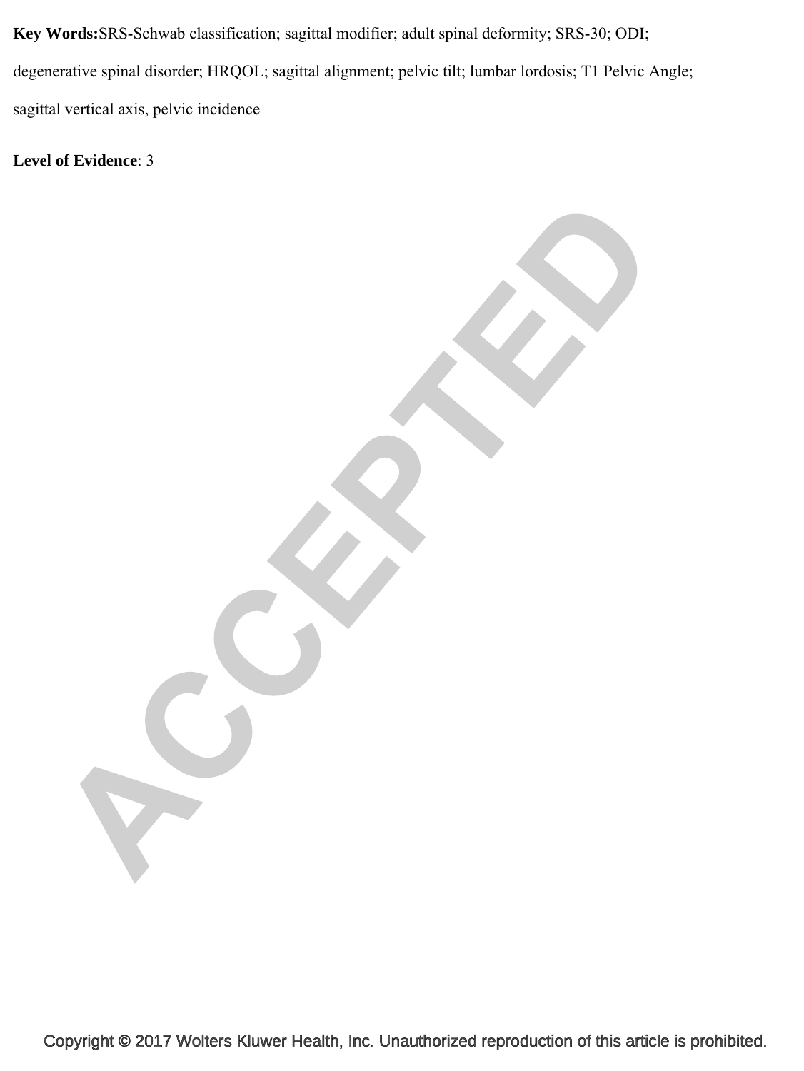**Key Words:**SRS-Schwab classification; sagittal modifier; adult spinal deformity; SRS-30; ODI; degenerative spinal disorder; HRQOL; sagittal alignment; pelvic tilt; lumbar lordosis; T1 Pelvic Angle; sagittal vertical axis, pelvic incidence

**Level of Evidence**: 3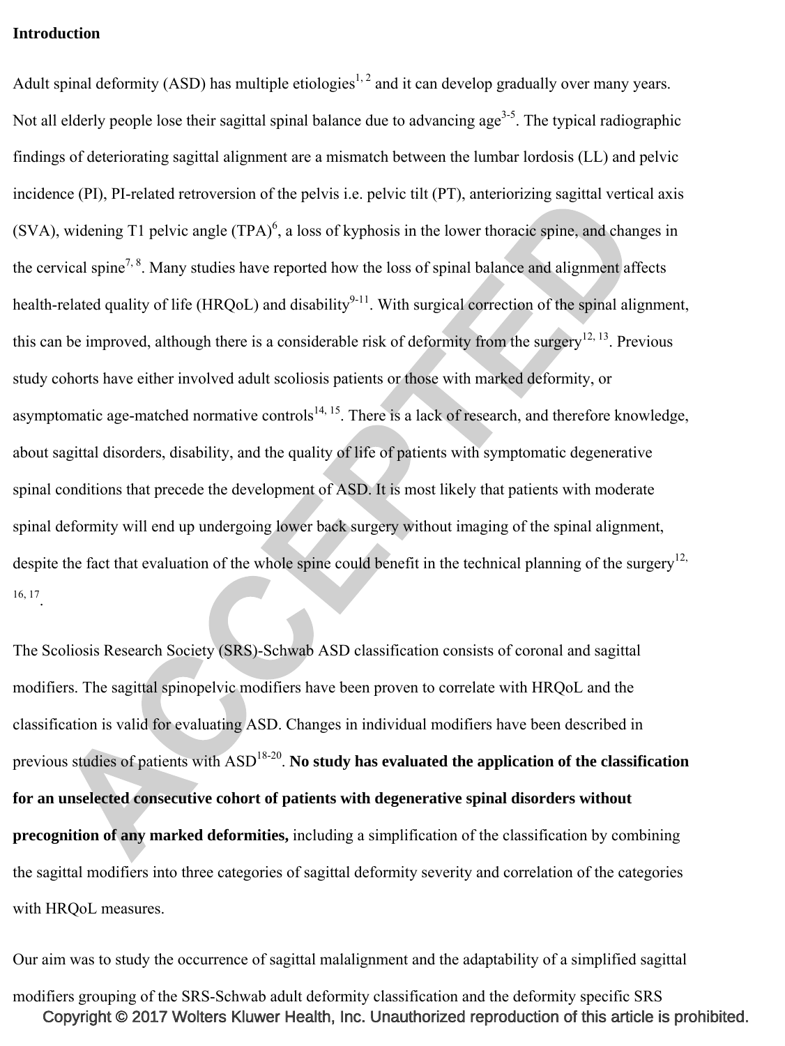**Introduction**

Adult spinal deformity (ASD) has multiple etiologies[1, 2] and it can develop gradually over many years. Not all elderly people lose their sagittal spinal balance due to advancing age[3-5]. The typical radiographic findings of deteriorating sagittal alignment are a mismatch between the lumbar lordosis (LL) and pelvic incidence (PI), PI-related retroversion of the pelvis i.e. pelvic tilt (PT), anteriorizing sagittal vertical axis (SVA), widening T1 pelvic angle (TPA)[6], a loss of kyphosis in the lower thoracic spine, and changes in the cervical spine[7, 8]. Many studies have reported how the loss of spinal balance and alignment affects health-related quality of life (HRQoL) and disability[9-11]. With surgical correction of the spinal alignment, this can be improved, although there is a considerable risk of deformity from the surgery[12, 13]. Previous study cohorts have either involved adult scoliosis patients or those with marked deformity, or asymptomatic age-matched normative controls[14, 15]. There is a lack of research, and therefore knowledge, about sagittal disorders, disability, and the quality of life of patients with symptomatic degenerative spinal conditions that precede the development of ASD. It is most likely that patients with moderate spinal deformity will end up undergoing lower back surgery without imaging of the spinal alignment, despite the fact that evaluation of the whole spine could benefit in the technical planning of the surgery[12, 16, 17].

The Scoliosis Research Society (SRS)-Schwab ASD classification consists of coronal and sagittal modifiers. The sagittal spinopelvic modifiers have been proven to correlate with HRQoL and the classification is valid for evaluating ASD. Changes in individual modifiers have been described in previous studies of patients with ASD[18-20]. **No study has evaluated the application of the classification for an unselected consecutive cohort of patients with degenerative spinal disorders without precognition of any marked deformities,** including a simplification of the classification by combining the sagittal modifiers into three categories of sagittal deformity severity and correlation of the categories with HRQoL measures.

Our aim was to study the occurrence of sagittal malalignment and the adaptability of a simplified sagittal modifiers grouping of the SRS-Schwab adult deformity classification and the deformity specific SRS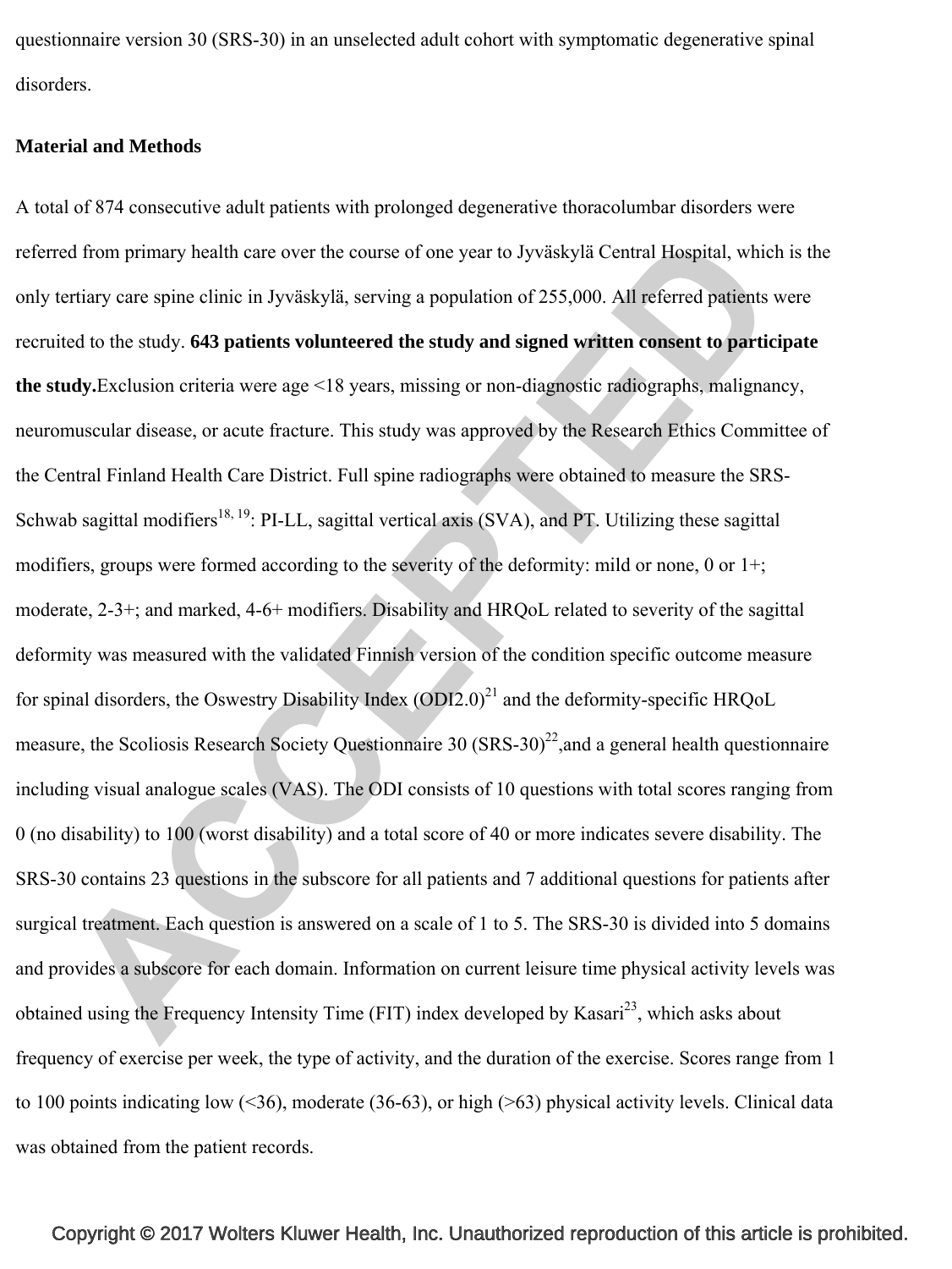questionnaire version 30 (SRS-30) in an unselected adult cohort with symptomatic degenerative spinal disorders.

**Material and Methods**

A total of 874 consecutive adult patients with prolonged degenerative thoracolumbar disorders were referred from primary health care over the course of one year to Jyväskylä Central Hospital, which is the only tertiary care spine clinic in Jyväskylä, serving a population of 255,000. All referred patients were recruited to the study. **643 patients volunteered the study and signed written consent to participate the study.**Exclusion criteria were age <18 years, missing or non-diagnostic radiographs, malignancy, neuromuscular disease, or acute fracture. This study was approved by the Research Ethics Committee of the Central Finland Health Care District. Full spine radiographs were obtained to measure the SRS-Schwab sagittal modifiers[18, 19]: PI-LL, sagittal vertical axis (SVA), and PT. Utilizing these sagittal modifiers, groups were formed according to the severity of the deformity: mild or none, 0 or 1+; moderate, 2-3+; and marked, 4-6+ modifiers. Disability and HRQoL related to severity of the sagittal deformity was measured with the validated Finnish version of the condition specific outcome measure for spinal disorders, the Oswestry Disability Index (ODI2.0)[21] and the deformity-specific HRQoL measure, the Scoliosis Research Society Questionnaire 30 (SRS-30)[22],and a general health questionnaire including visual analogue scales (VAS). The ODI consists of 10 questions with total scores ranging from 0 (no disability) to 100 (worst disability) and a total score of 40 or more indicates severe disability. The SRS-30 contains 23 questions in the subscore for all patients and 7 additional questions for patients after surgical treatment. Each question is answered on a scale of 1 to 5. The SRS-30 is divided into 5 domains and provides a subscore for each domain. Information on current leisure time physical activity levels was obtained using the Frequency Intensity Time (FIT) index developed by Kasari[23], which asks about frequency of exercise per week, the type of activity, and the duration of the exercise. Scores range from 1 to 100 points indicating low (<36), moderate (36-63), or high (>63) physical activity levels. Clinical data was obtained from the patient records.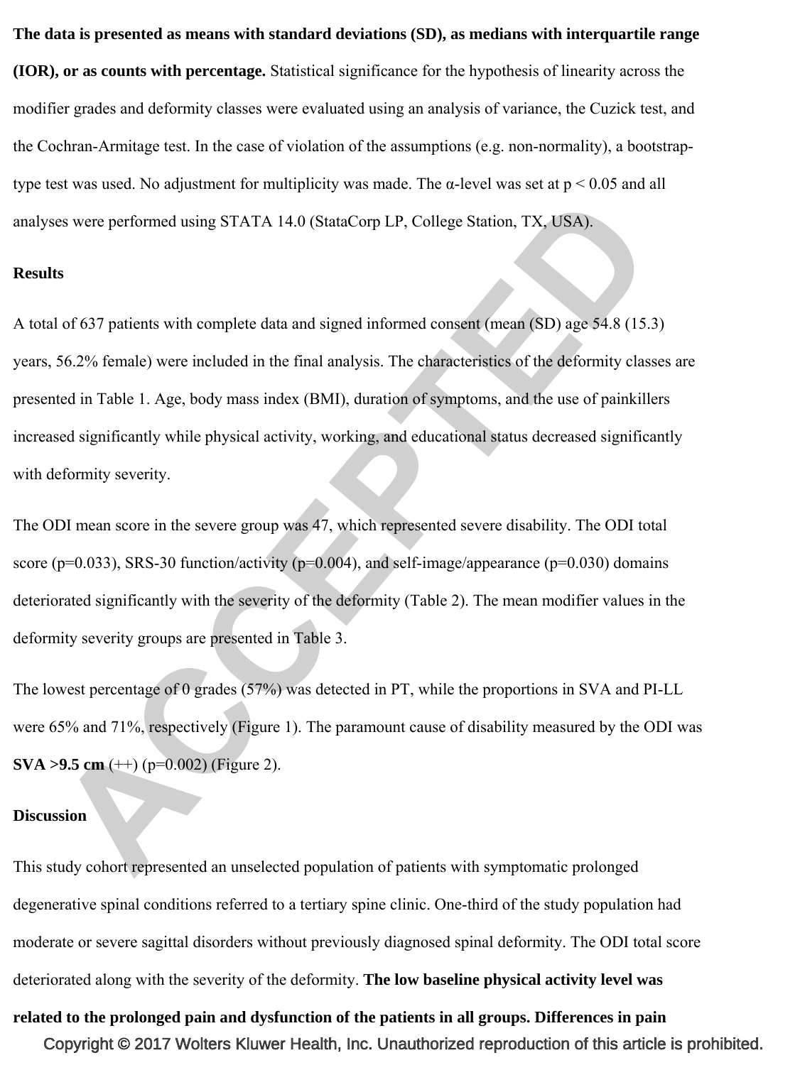**The data is presented as means with standard deviations (SD), as medians with interquartile range (IQR), or as counts with percentage.** Statistical significance for the hypothesis of linearity across the modifier grades and deformity classes were evaluated using an analysis of variance, the Cuzick test, and the Cochran-Armitage test. In the case of violation of the assumptions (e.g. non-normality), a bootstrap-type test was used. No adjustment for multiplicity was made. The α-level was set at $p < 0.05$ and all analyses were performed using STATA 14.0 (StataCorp LP, College Station, TX, USA).

## Results

A total of 637 patients with complete data and signed informed consent (mean (SD) age 54.8 (15.3) years, 56.2% female) were included in the final analysis. The characteristics of the deformity classes are presented in Table 1. Age, body mass index (BMI), duration of symptoms, and the use of painkillers increased significantly while physical activity, working, and educational status decreased significantly with deformity severity.

The ODI mean score in the severe group was 47, which represented severe disability. The ODI total score (p=0.033), SRS-30 function/activity (p=0.004), and self-image/appearance (p=0.030) domains deteriorated significantly with the severity of the deformity (Table 2). The mean modifier values in the deformity severity groups are presented in Table 3.

The lowest percentage of 0 grades (57%) was detected in PT, while the proportions in SVA and PI-LL were 65% and 71%, respectively (Figure 1). The paramount cause of disability measured by the ODI was **SVA >9.5 cm** (++) (p=0.002) (Figure 2).

## Discussion

This study cohort represented an unselected population of patients with symptomatic prolonged degenerative spinal conditions referred to a tertiary spine clinic. One-third of the study population had moderate or severe sagittal disorders without previously diagnosed spinal deformity. The ODI total score deteriorated along with the severity of the deformity. **The low baseline physical activity level was related to the prolonged pain and dysfunction of the patients in all groups. Differences in pain**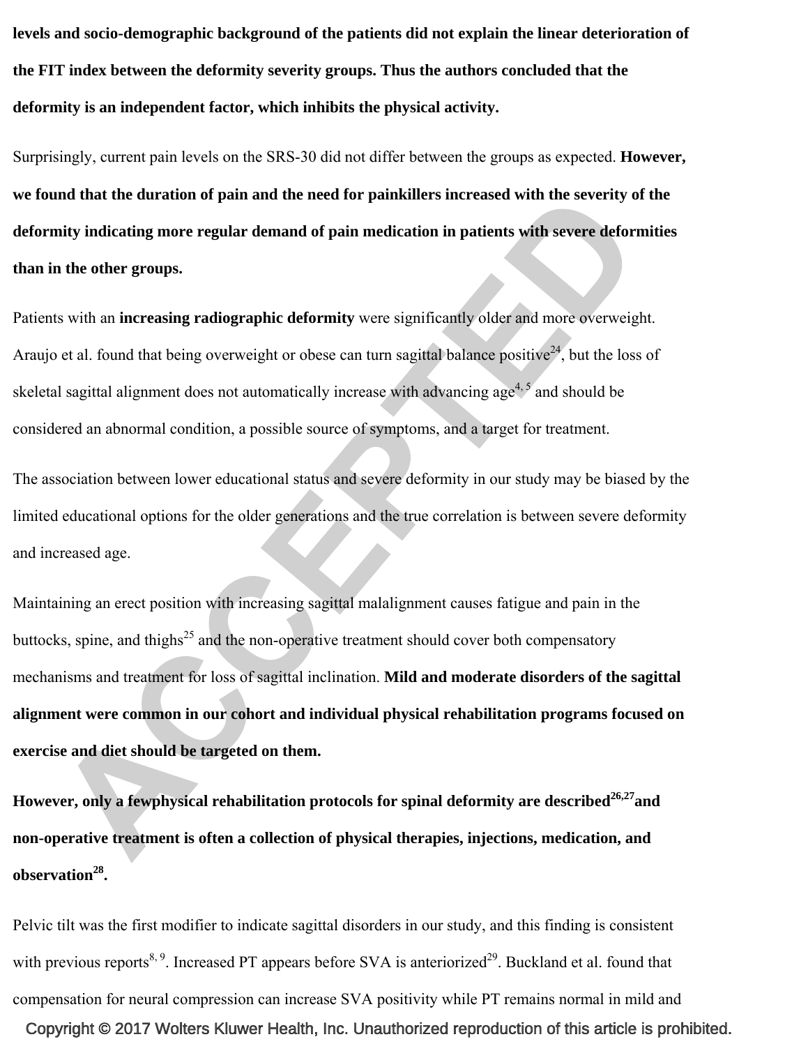**levels and socio-demographic background of the patients did not explain the linear deterioration of the FIT index between the deformity severity groups. Thus the authors concluded that the deformity is an independent factor, which inhibits the physical activity.**

Surprisingly, current pain levels on the SRS-30 did not differ between the groups as expected. **However, we found that the duration of pain and the need for painkillers increased with the severity of the deformity indicating more regular demand of pain medication in patients with severe deformities than in the other groups.**

Patients with an **increasing radiographic deformity** were significantly older and more overweight. Araujo et al. found that being overweight or obese can turn sagittal balance positive[24], but the loss of skeletal sagittal alignment does not automatically increase with advancing age[4, 5] and should be considered an abnormal condition, a possible source of symptoms, and a target for treatment.

The association between lower educational status and severe deformity in our study may be biased by the limited educational options for the older generations and the true correlation is between severe deformity and increased age.

Maintaining an erect position with increasing sagittal malalignment causes fatigue and pain in the buttocks, spine, and thighs[25] and the non-operative treatment should cover both compensatory mechanisms and treatment for loss of sagittal inclination. **Mild and moderate disorders of the sagittal alignment were common in our cohort and individual physical rehabilitation programs focused on exercise and diet should be targeted on them.**

**However, only a fewphysical rehabilitation protocols for spinal deformity are described[26,27]and non-operative treatment is often a collection of physical therapies, injections, medication, and observation[28].**

Pelvic tilt was the first modifier to indicate sagittal disorders in our study, and this finding is consistent with previous reports[8, 9]. Increased PT appears before SVA is anteriorized[29]. Buckland et al. found that compensation for neural compression can increase SVA positivity while PT remains normal in mild and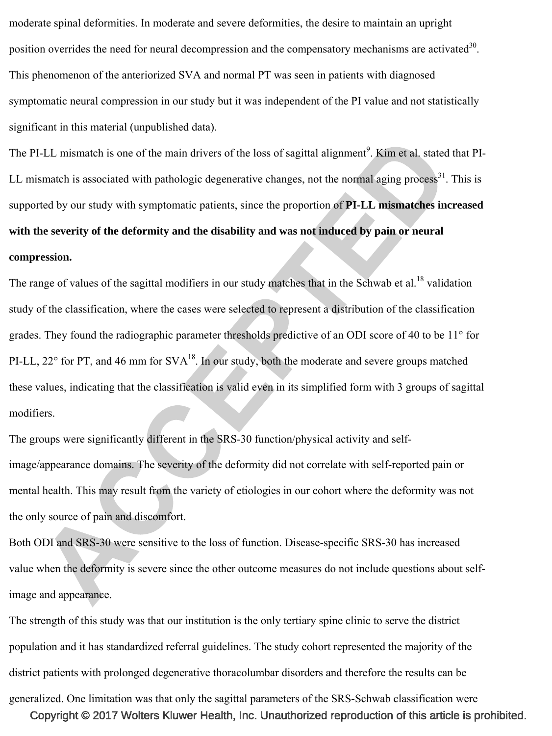moderate spinal deformities. In moderate and severe deformities, the desire to maintain an upright position overrides the need for neural decompression and the compensatory mechanisms are activated[30]. This phenomenon of the anteriorized SVA and normal PT was seen in patients with diagnosed symptomatic neural compression in our study but it was independent of the PI value and not statistically significant in this material (unpublished data).

The PI-LL mismatch is one of the main drivers of the loss of sagittal alignment[9]. Kim et al. stated that PI-LL mismatch is associated with pathologic degenerative changes, not the normal aging process[31]. This is supported by our study with symptomatic patients, since the proportion of **PI-LL mismatches increased with the severity of the deformity and the disability and was not induced by pain or neural compression.**

The range of values of the sagittal modifiers in our study matches that in the Schwab et al.[18] validation study of the classification, where the cases were selected to represent a distribution of the classification grades. They found the radiographic parameter thresholds predictive of an ODI score of 40 to be 11° for PI-LL, 22° for PT, and 46 mm for SVA[18]. In our study, both the moderate and severe groups matched these values, indicating that the classification is valid even in its simplified form with 3 groups of sagittal modifiers.

The groups were significantly different in the SRS-30 function/physical activity and self-image/appearance domains. The severity of the deformity did not correlate with self-reported pain or mental health. This may result from the variety of etiologies in our cohort where the deformity was not the only source of pain and discomfort.

Both ODI and SRS-30 were sensitive to the loss of function. Disease-specific SRS-30 has increased value when the deformity is severe since the other outcome measures do not include questions about self-image and appearance.

The strength of this study was that our institution is the only tertiary spine clinic to serve the district population and it has standardized referral guidelines. The study cohort represented the majority of the district patients with prolonged degenerative thoracolumbar disorders and therefore the results can be generalized. One limitation was that only the sagittal parameters of the SRS-Schwab classification were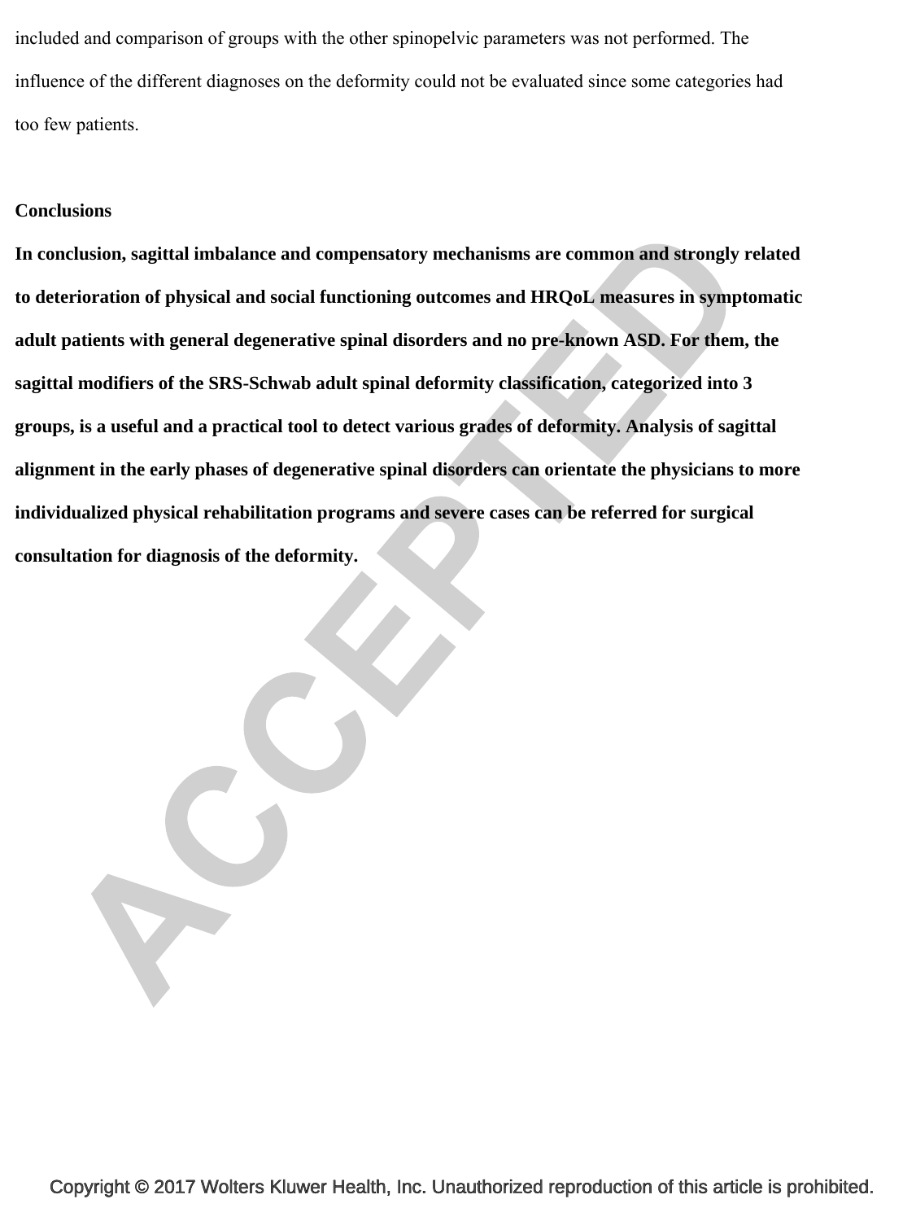included and comparison of groups with the other spinopelvic parameters was not performed. The influence of the different diagnoses on the deformity could not be evaluated since some categories had too few patients.

**Conclusions**

**In conclusion, sagittal imbalance and compensatory mechanisms are common and strongly related to deterioration of physical and social functioning outcomes and HRQoL measures in symptomatic adult patients with general degenerative spinal disorders and no pre-known ASD. For them, the sagittal modifiers of the SRS-Schwab adult spinal deformity classification, categorized into 3 groups, is a useful and a practical tool to detect various grades of deformity. Analysis of sagittal alignment in the early phases of degenerative spinal disorders can orientate the physicians to more individualized physical rehabilitation programs and severe cases can be referred for surgical consultation for diagnosis of the deformity.**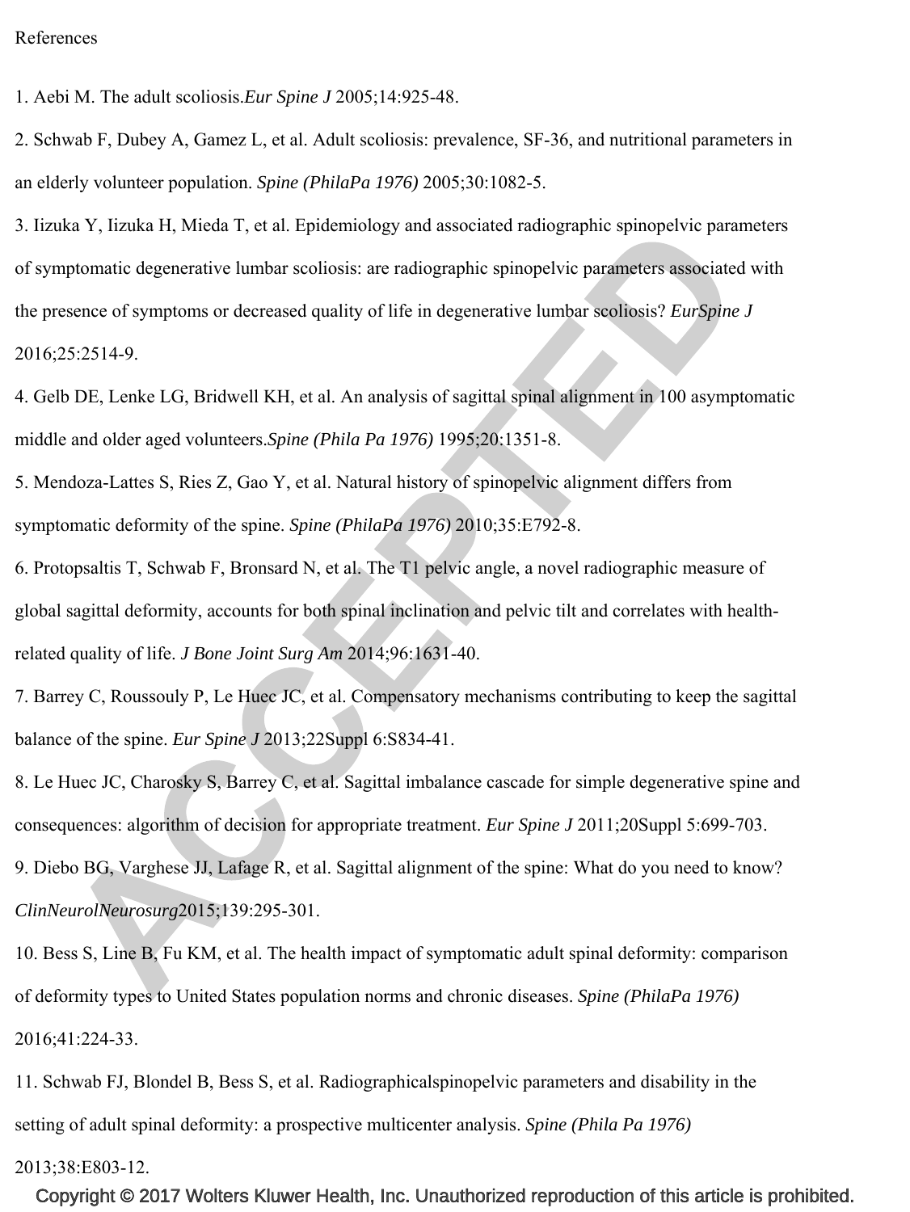References

1. Aebi M. The adult scoliosis.*Eur Spine J* 2005;14:925-48.

2. Schwab F, Dubey A, Gamez L, et al. Adult scoliosis: prevalence, SF-36, and nutritional parameters in an elderly volunteer population. *Spine (PhilaPa 1976)* 2005;30:1082-5.

3. Iizuka Y, Iizuka H, Mieda T, et al. Epidemiology and associated radiographic spinopelvic parameters of symptomatic degenerative lumbar scoliosis: are radiographic spinopelvic parameters associated with the presence of symptoms or decreased quality of life in degenerative lumbar scoliosis? *EurSpine J* 2016;25:2514-9.

4. Gelb DE, Lenke LG, Bridwell KH, et al. An analysis of sagittal spinal alignment in 100 asymptomatic middle and older aged volunteers.*Spine (Phila Pa 1976)* 1995;20:1351-8.

5. Mendoza-Lattes S, Ries Z, Gao Y, et al. Natural history of spinopelvic alignment differs from symptomatic deformity of the spine. *Spine (PhilaPa 1976)* 2010;35:E792-8.

6. Protopsaltis T, Schwab F, Bronsard N, et al. The T1 pelvic angle, a novel radiographic measure of global sagittal deformity, accounts for both spinal inclination and pelvic tilt and correlates with health-related quality of life. *J Bone Joint Surg Am* 2014;96:1631-40.

7. Barrey C, Roussouly P, Le Huec JC, et al. Compensatory mechanisms contributing to keep the sagittal balance of the spine. *Eur Spine J* 2013;22Suppl 6:S834-41.

8. Le Huec JC, Charosky S, Barrey C, et al. Sagittal imbalance cascade for simple degenerative spine and consequences: algorithm of decision for appropriate treatment. *Eur Spine J* 2011;20Suppl 5:699-703.

9. Diebo BG, Varghese JJ, Lafage R, et al. Sagittal alignment of the spine: What do you need to know? *ClinNeurolNeurosurg*2015;139:295-301.

10. Bess S, Line B, Fu KM, et al. The health impact of symptomatic adult spinal deformity: comparison of deformity types to United States population norms and chronic diseases. *Spine (PhilaPa 1976)* 2016;41:224-33.

11. Schwab FJ, Blondel B, Bess S, et al. Radiographicalspinopelvic parameters and disability in the setting of adult spinal deformity: a prospective multicenter analysis. *Spine (Phila Pa 1976)* 2013;38:E803-12.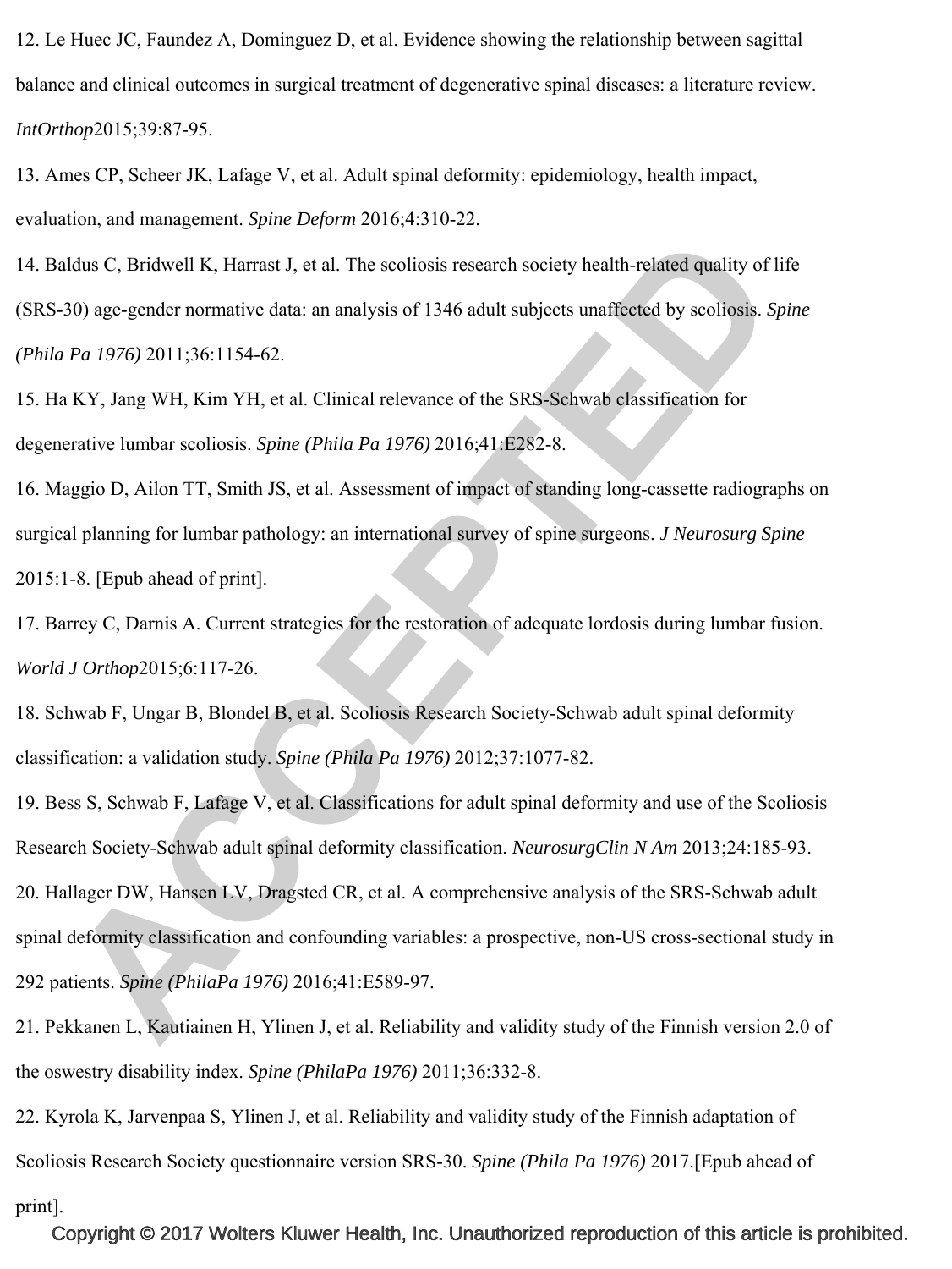12. Le Huec JC, Faundez A, Dominguez D, et al. Evidence showing the relationship between sagittal balance and clinical outcomes in surgical treatment of degenerative spinal diseases: a literature review. *IntOrthop*2015;39:87-95.

13. Ames CP, Scheer JK, Lafage V, et al. Adult spinal deformity: epidemiology, health impact, evaluation, and management. *Spine Deform* 2016;4:310-22.

14. Baldus C, Bridwell K, Harrast J, et al. The scoliosis research society health-related quality of life (SRS-30) age-gender normative data: an analysis of 1346 adult subjects unaffected by scoliosis. *Spine (Phila Pa 1976)* 2011;36:1154-62.

15. Ha KY, Jang WH, Kim YH, et al. Clinical relevance of the SRS-Schwab classification for degenerative lumbar scoliosis. *Spine (Phila Pa 1976)* 2016;41:E282-8.

16. Maggio D, Ailon TT, Smith JS, et al. Assessment of impact of standing long-cassette radiographs on surgical planning for lumbar pathology: an international survey of spine surgeons. *J Neurosurg Spine* 2015:1-8. [Epub ahead of print].

17. Barrey C, Darnis A. Current strategies for the restoration of adequate lordosis during lumbar fusion. *World J Orthop*2015;6:117-26.

18. Schwab F, Ungar B, Blondel B, et al. Scoliosis Research Society-Schwab adult spinal deformity classification: a validation study. *Spine (Phila Pa 1976)* 2012;37:1077-82.

19. Bess S, Schwab F, Lafage V, et al. Classifications for adult spinal deformity and use of the Scoliosis Research Society-Schwab adult spinal deformity classification. *NeurosurgClin N Am* 2013;24:185-93.

20. Hallager DW, Hansen LV, Dragsted CR, et al. A comprehensive analysis of the SRS-Schwab adult spinal deformity classification and confounding variables: a prospective, non-US cross-sectional study in 292 patients. *Spine (PhilaPa 1976)* 2016;41:E589-97.

21. Pekkanen L, Kautiainen H, Ylinen J, et al. Reliability and validity study of the Finnish version 2.0 of the oswestry disability index. *Spine (PhilaPa 1976)* 2011;36:332-8.

22. Kyrola K, Jarvenpaa S, Ylinen J, et al. Reliability and validity study of the Finnish adaptation of Scoliosis Research Society questionnaire version SRS-30. *Spine (Phila Pa 1976)* 2017.[Epub ahead of print].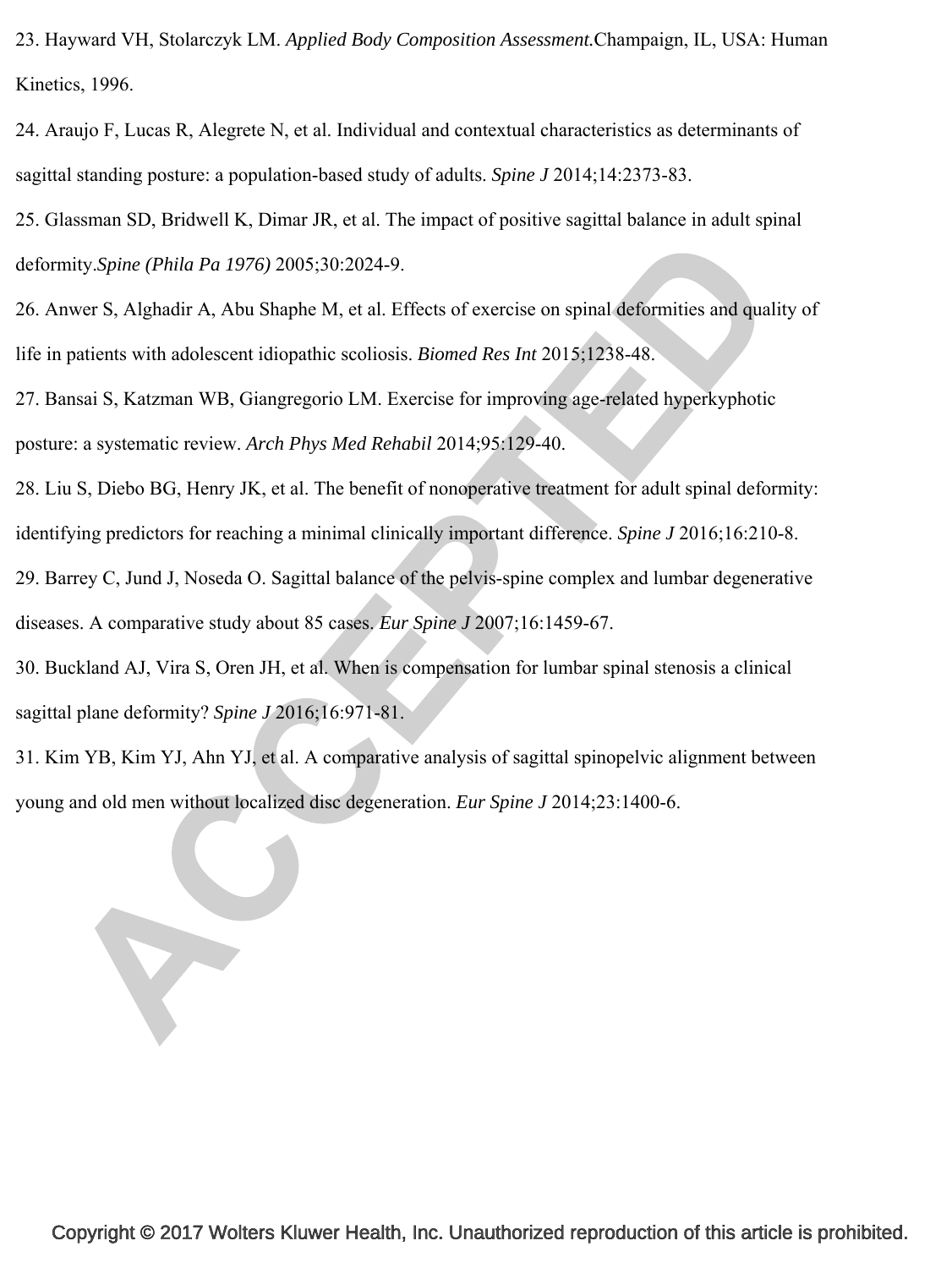23. Hayward VH, Stolarczyk LM. *Applied Body Composition Assessment.*Champaign, IL, USA: Human Kinetics, 1996.

24. Araujo F, Lucas R, Alegrete N, et al. Individual and contextual characteristics as determinants of sagittal standing posture: a population-based study of adults. *Spine J* 2014;14:2373-83.

25. Glassman SD, Bridwell K, Dimar JR, et al. The impact of positive sagittal balance in adult spinal deformity.*Spine (Phila Pa 1976)* 2005;30:2024-9.

26. Anwer S, Alghadir A, Abu Shaphe M, et al. Effects of exercise on spinal deformities and quality of life in patients with adolescent idiopathic scoliosis. *Biomed Res Int* 2015;1238-48.

27. Bansai S, Katzman WB, Giangregorio LM. Exercise for improving age-related hyperkyphotic posture: a systematic review. *Arch Phys Med Rehabil* 2014;95:129-40.

28. Liu S, Diebo BG, Henry JK, et al. The benefit of nonoperative treatment for adult spinal deformity: identifying predictors for reaching a minimal clinically important difference. *Spine J* 2016;16:210-8.

29. Barrey C, Jund J, Noseda O. Sagittal balance of the pelvis-spine complex and lumbar degenerative diseases. A comparative study about 85 cases. *Eur Spine J* 2007;16:1459-67.

30. Buckland AJ, Vira S, Oren JH, et al. When is compensation for lumbar spinal stenosis a clinical sagittal plane deformity? *Spine J* 2016;16:971-81.

31. Kim YB, Kim YJ, Ahn YJ, et al. A comparative analysis of sagittal spinopelvic alignment between young and old men without localized disc degeneration. *Eur Spine J* 2014;23:1400-6.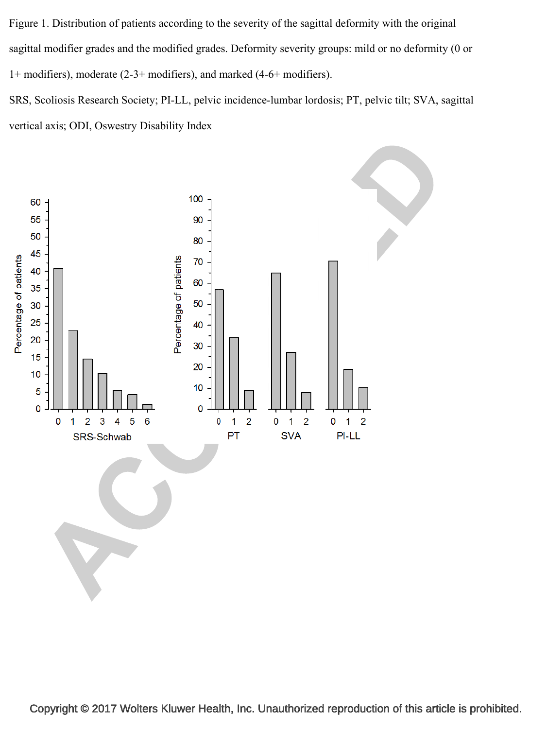Figure 1. Distribution of patients according to the severity of the sagittal deformity with the original sagittal modifier grades and the modified grades. Deformity severity groups: mild or no deformity (0 or 1+ modifiers), moderate (2-3+ modifiers), and marked (4-6+ modifiers).

SRS, Scoliosis Research Society; PI-LL, pelvic incidence-lumbar lordosis; PT, pelvic tilt; SVA, sagittal vertical axis; ODI, Oswestry Disability Index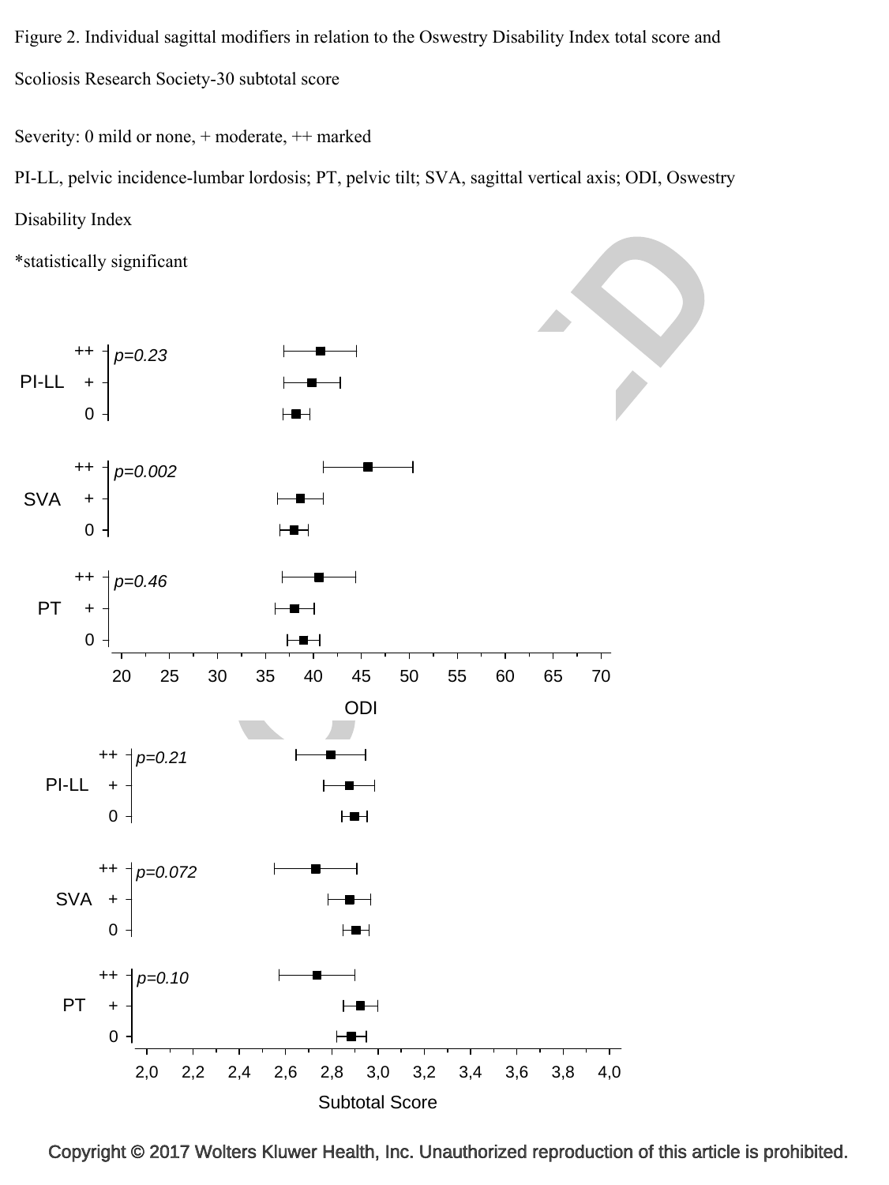Figure 2. Individual sagittal modifiers in relation to the Oswestry Disability Index total score and Scoliosis Research Society-30 subtotal score

Severity: 0 mild or none, + moderate, ++ marked

PI-LL, pelvic incidence-lumbar lordosis; PT, pelvic tilt; SVA, sagittal vertical axis; ODI, Oswestry Disability Index

*statistically significant

PI-LL
++
+
0
p=0.23

SVA
++
+
0
p=0.002

PT
++
+
0
p=0.46

20 25 30 35 40 45 50 55 60 65 70

ODI

PI-LL
++
+
0
p=0.21

SVA
++
+
0
p=0.072

PT
++
+
0
p=0.10

2,0 2,2 2,4 2,6 2,8 3,0 3,2 3,4 3,6 3,8 4,0

Subtotal Score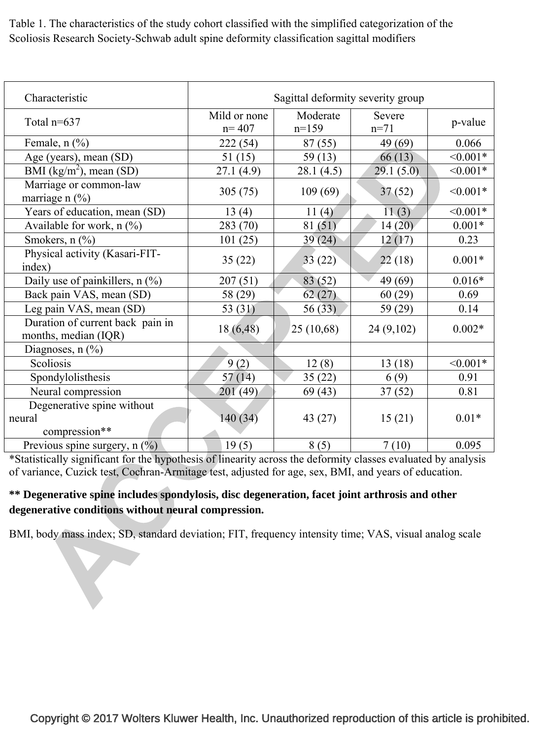Table 1. The characteristics of the study cohort classified with the simplified categorization of the Scoliosis Research Society-Schwab adult spine deformity classification sagittal modifiers

| Characteristic | Sagittal deformity severity group | | | |
|---|---|---|---|---|
| Total n=637 | Mild or none n= 407 | Moderate n=159 | Severe n=71 | p-value |
| Female, n (%) | 222 (54) | 87 (55) | 49 (69) | 0.066 |
| Age (years), mean (SD) | 51 (15) | 59 (13) | 66 (13) | <0.001* |
| BMI (kg/m$^2$), mean (SD) | 27.1 (4.9) | 28.1 (4.5) | 29.1 (5.0) | <0.001* |
| Marriage or common-law marriage n (%) | 305 (75) | 109 (69) | 37 (52) | <0.001* |
| Years of education, mean (SD) | 13 (4) | 11 (4) | 11 (3) | <0.001* |
| Available for work, n (%) | 283 (70) | 81 (51) | 14 (20) | 0.001* |
| Smokers, n (%) | 101 (25) | 39 (24) | 12 (17) | 0.23 |
| Physical activity (Kasari-FIT-index) | 35 (22) | 33 (22) | 22 (18) | 0.001* |
| Daily use of painkillers, n (%) | 207 (51) | 83 (52) | 49 (69) | 0.016* |
| Back pain VAS, mean (SD) | 58 (29) | 62 (27) | 60 (29) | 0.69 |
| Leg pain VAS, mean (SD) | 53 (31) | 56 (33) | 59 (29) | 0.14 |
| Duration of current back pain in months, median (IQR) | 18 (6,48) | 25 (10,68) | 24 (9,102) | 0.002* |
| Diagnoses, n (%) | | | | |
| Scoliosis | 9 (2) | 12 (8) | 13 (18) | <0.001* |
| Spondylolisthesis | 57 (14) | 35 (22) | 6 (9) | 0.91 |
| Neural compression | 201 (49) | 69 (43) | 37 (52) | 0.81 |
| Degenerative spine without neural compression** | 140 (34) | 43 (27) | 15 (21) | 0.01* |
| Previous spine surgery, n (%) | 19 (5) | 8 (5) | 7 (10) | 0.095 |

*Statistically significant for the hypothesis of linearity across the deformity classes evaluated by analysis of variance, Cuzick test, Cochran-Armitage test, adjusted for age, sex, BMI, and years of education.

**\*\* Degenerative spine includes spondylosis, disc degeneration, facet joint arthrosis and other degenerative conditions without neural compression.**

BMI, body mass index; SD, standard deviation; FIT, frequency intensity time; VAS, visual analog scale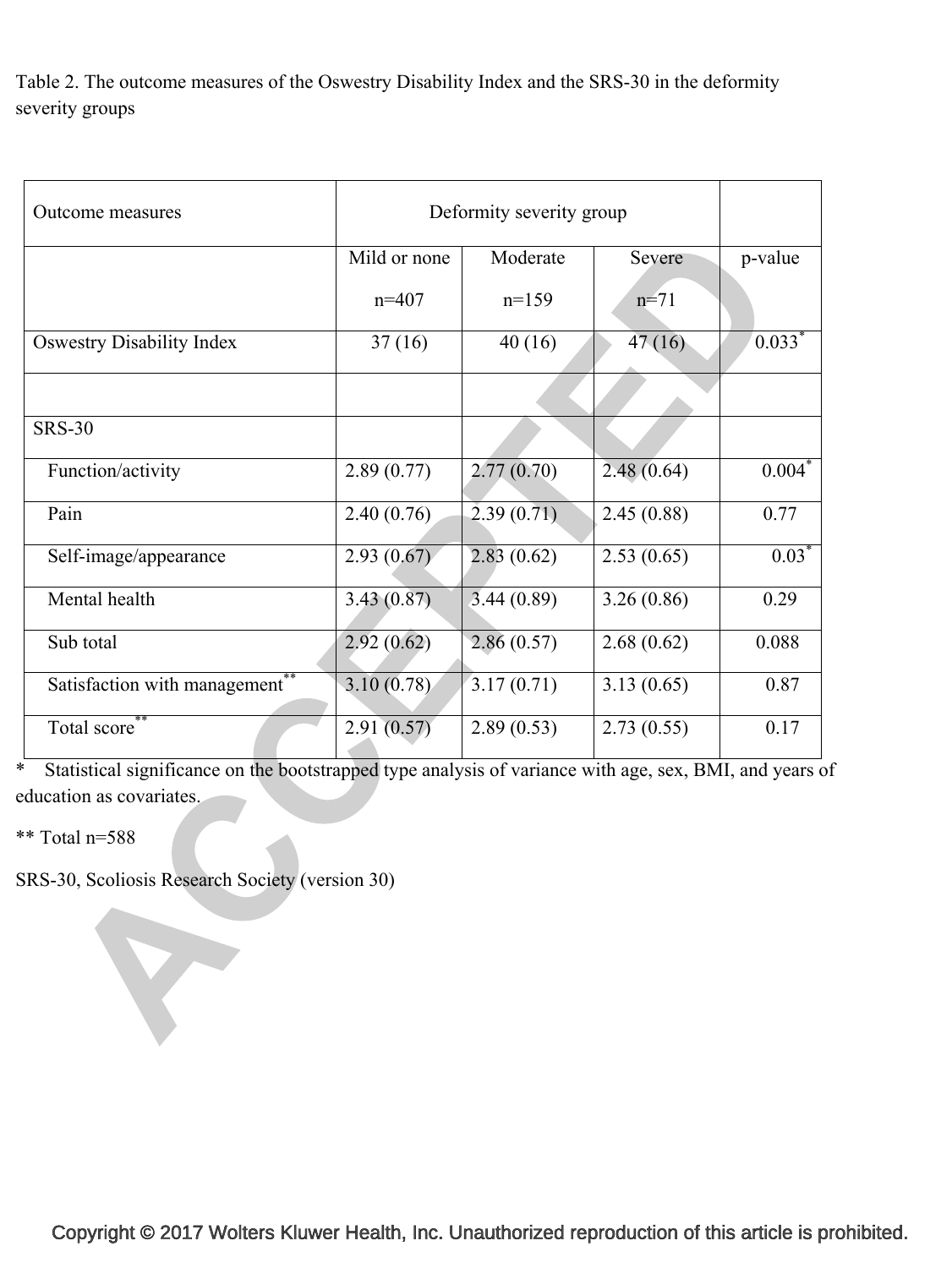Table 2. The outcome measures of the Oswestry Disability Index and the SRS-30 in the deformity severity groups

| Outcome measures | Deformity severity group | | | |
|---|---|---|---|---|
| | Mild or none n=407 | Moderate n=159 | Severe n=71 | p-value |
| Oswestry Disability Index | 37 (16) | 40 (16) | 47 (16) | 0.033* |
| | | | | |
| SRS-30 | | | | |
| Function/activity | 2.89 (0.77) | 2.77 (0.70) | 2.48 (0.64) | 0.004* |
| Pain | 2.40 (0.76) | 2.39 (0.71) | 2.45 (0.88) | 0.77 |
| Self-image/appearance | 2.93 (0.67) | 2.83 (0.62) | 2.53 (0.65) | 0.03* |
| Mental health | 3.43 (0.87) | 3.44 (0.89) | 3.26 (0.86) | 0.29 |
| Sub total | 2.92 (0.62) | 2.86 (0.57) | 2.68 (0.62) | 0.088 |
| Satisfaction with management** | 3.10 (0.78) | 3.17 (0.71) | 3.13 (0.65) | 0.87 |
| Total score** | 2.91 (0.57) | 2.89 (0.53) | 2.73 (0.55) | 0.17 |

* Statistical significance on the bootstrapped type analysis of variance with age, sex, BMI, and years of education as covariates.

** Total n=588

SRS-30, Scoliosis Research Society (version 30)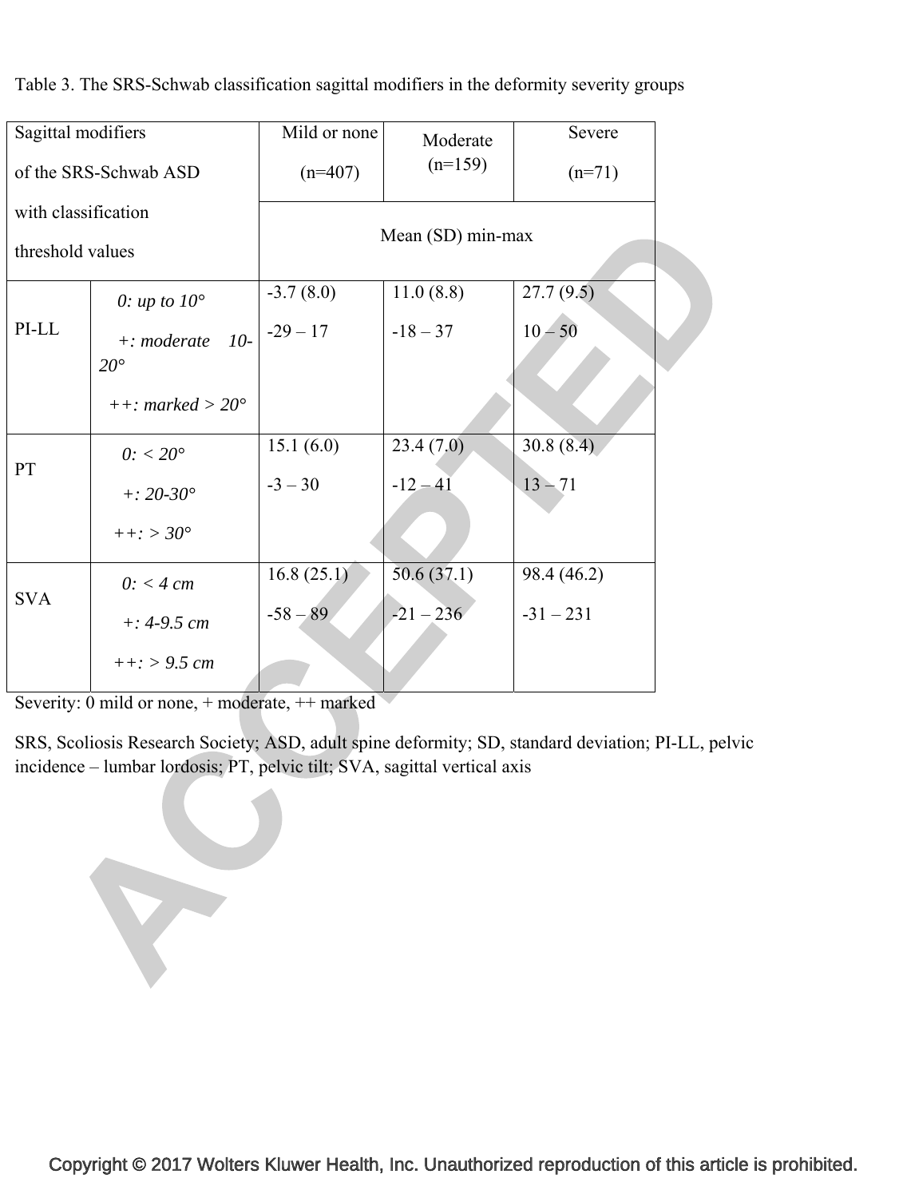Table 3. The SRS-Schwab classification sagittal modifiers in the deformity severity groups

| Sagittal modifiers of the SRS-Schwab ASD with classification threshold values | | Mild or none (n=407) | Moderate (n=159) | Severe (n=71) |
|---|---|---|---|---|
| | | Mean (SD) min-max | | |
| PI-LL | *0: up to 10°* *+: moderate 10-20°* *++: marked > 20°* | -3.7 (8.0) -29 – 17 | 11.0 (8.8) -18 – 37 | 27.7 (9.5) 10 – 50 |
| PT | *0: < 20°* *+: 20-30°* *++: > 30°* | 15.1 (6.0) -3 – 30 | 23.4 (7.0) -12 – 41 | 30.8 (8.4) 13 – 71 |
| SVA | *0: < 4 cm* *+: 4-9.5 cm* *++: > 9.5 cm* | 16.8 (25.1) -58 – 89 | 50.6 (37.1) -21 – 236 | 98.4 (46.2) -31 – 231 |

Severity: 0 mild or none, + moderate, ++ marked

SRS, Scoliosis Research Society; ASD, adult spine deformity; SD, standard deviation; PI-LL, pelvic incidence – lumbar lordosis; PT, pelvic tilt; SVA, sagittal vertical axis